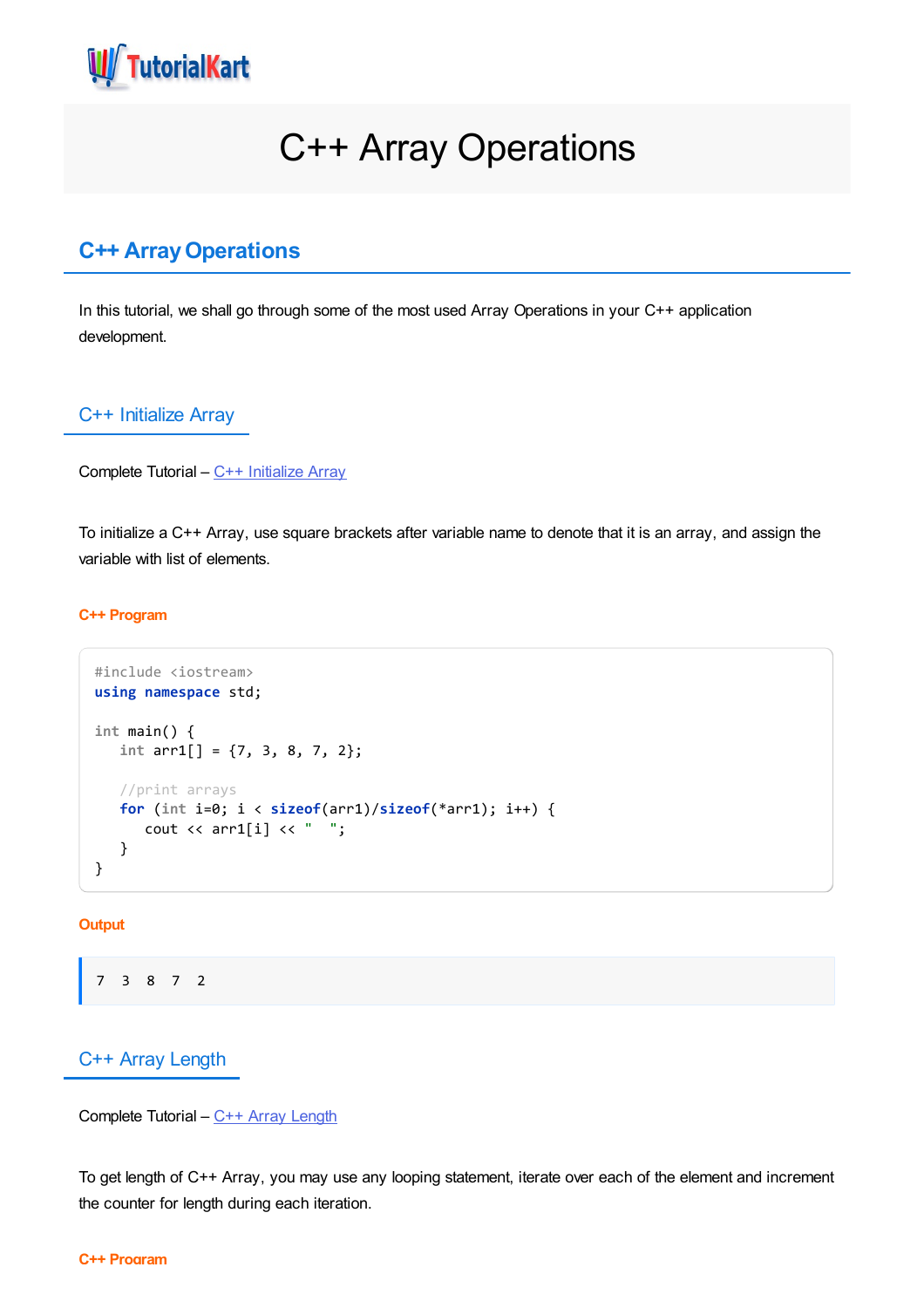# C++ Array Operations

## C++ Array Operations

In this tutorial, we shall go through some of the most used Array Operations in your C++ application development.

### C++ Initialize Array

Complete Tutorial – C++ Initialize Array

To initialize a C++ Array, use square brackets after variable name to denote that it is an array, and assign the variable with list of elements.

**C++ Program**

```
#include <iostream>
using namespace std;

int main() {
   int arr1[] = {7, 3, 8, 7, 2};

   //print arrays
   for (int i=0; i < sizeof(arr1)/sizeof(*arr1); i++) {
      cout << arr1[i] << "  ";
   }
}
```

**Output**

```
7  3  8  7  2
```

### C++ Array Length

Complete Tutorial – C++ Array Length

To get length of C++ Array, you may use any looping statement, iterate over each of the element and increment the counter for length during each iteration.

**C++ Program**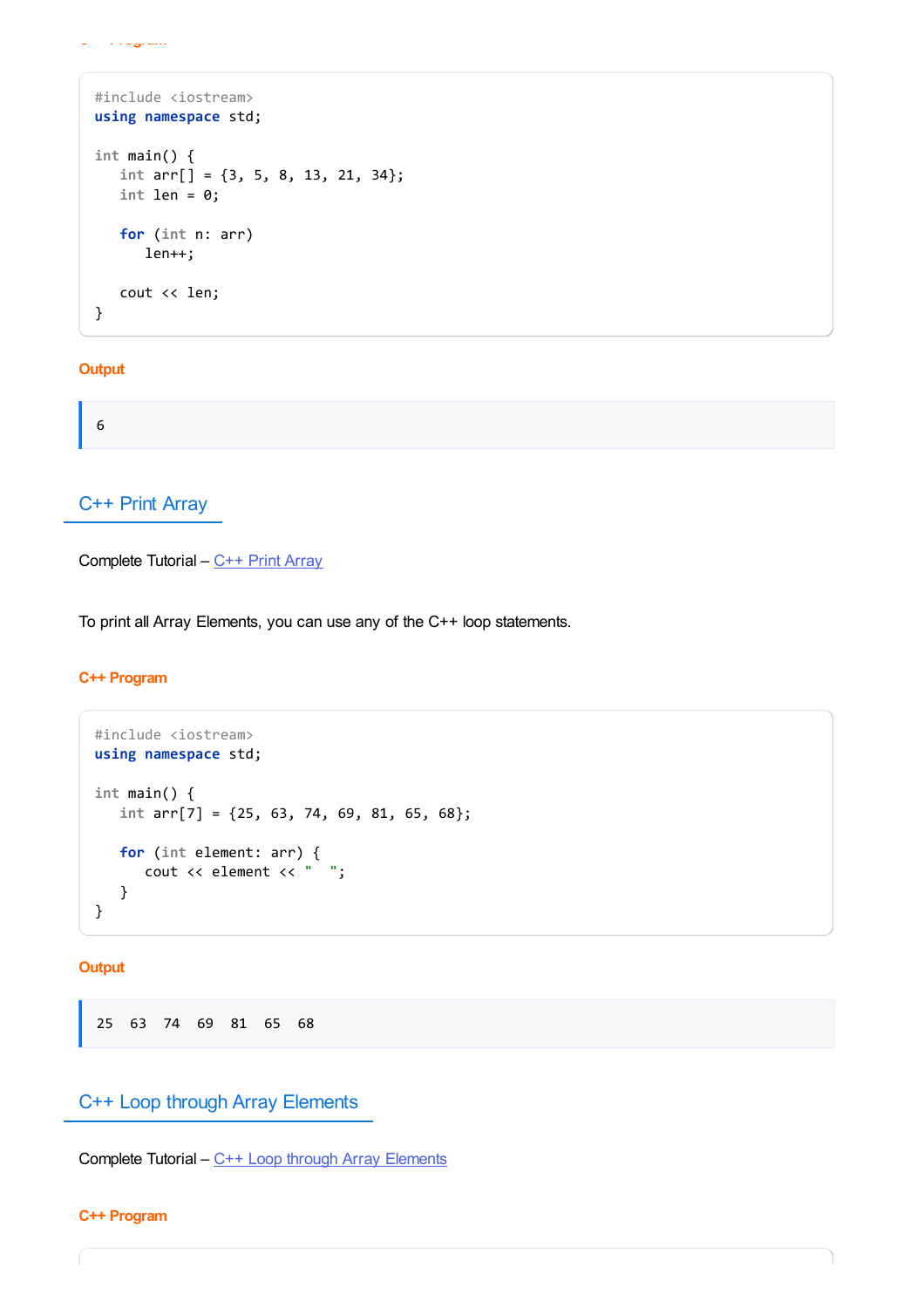```
#include <iostream>
using namespace std;

int main() {
   int arr[] = {3, 5, 8, 13, 21, 34};
   int len = 0;

   for (int n: arr)
      len++;

   cout << len;
}
```

**Output**

```
6
```

## C++ Print Array

Complete Tutorial – C++ Print Array

To print all Array Elements, you can use any of the C++ loop statements.

**C++ Program**

```
#include <iostream>
using namespace std;

int main() {
   int arr[7] = {25, 63, 74, 69, 81, 65, 68};

   for (int element: arr) {
      cout << element << "  ";
   }
}
```

**Output**

```
25  63  74  69  81  65  68
```

## C++ Loop through Array Elements

Complete Tutorial – C++ Loop through Array Elements

**C++ Program**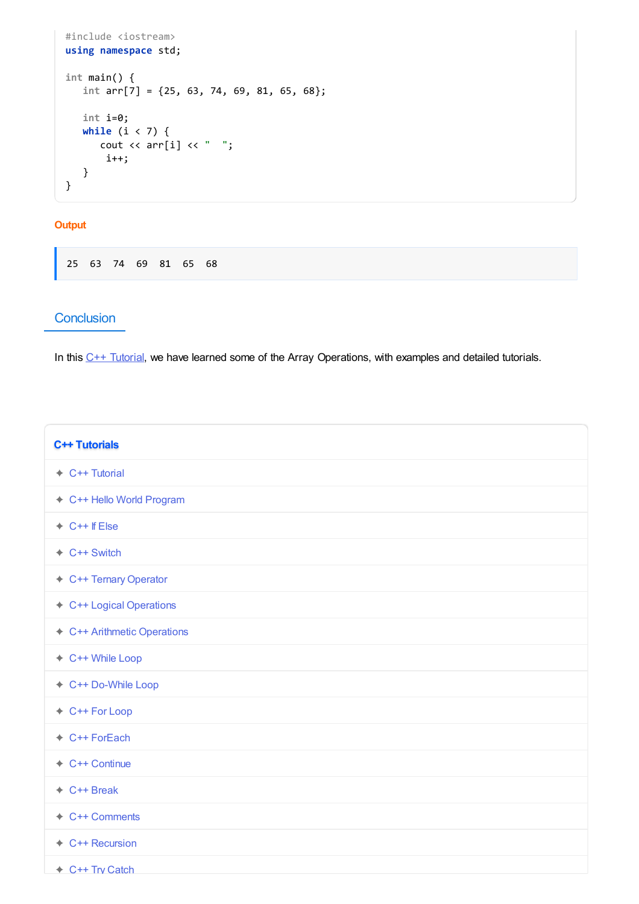```
#include <iostream>
using namespace std;

int main() {
   int arr[7] = {25, 63, 74, 69, 81, 65, 68};

   int i=0;
   while (i < 7) {
      cout << arr[i] << "  ";
       i++;
   }
}
```

**Output**

```
25  63  74  69  81  65  68
```

## Conclusion

In this C++ Tutorial, we have learned some of the Array Operations, with examples and detailed tutorials.

**C++ Tutorials**

- ✦ C++ Tutorial
- ✦ C++ Hello World Program
- ✦ C++ If Else
- ✦ C++ Switch
- ✦ C++ Ternary Operator
- ✦ C++ Logical Operations
- ✦ C++ Arithmetic Operations
- ✦ C++ While Loop
- ✦ C++ Do-While Loop
- ✦ C++ For Loop
- ✦ C++ ForEach
- ✦ C++ Continue
- ✦ C++ Break
- ✦ C++ Comments
- ✦ C++ Recursion
- ✦ C++ Try Catch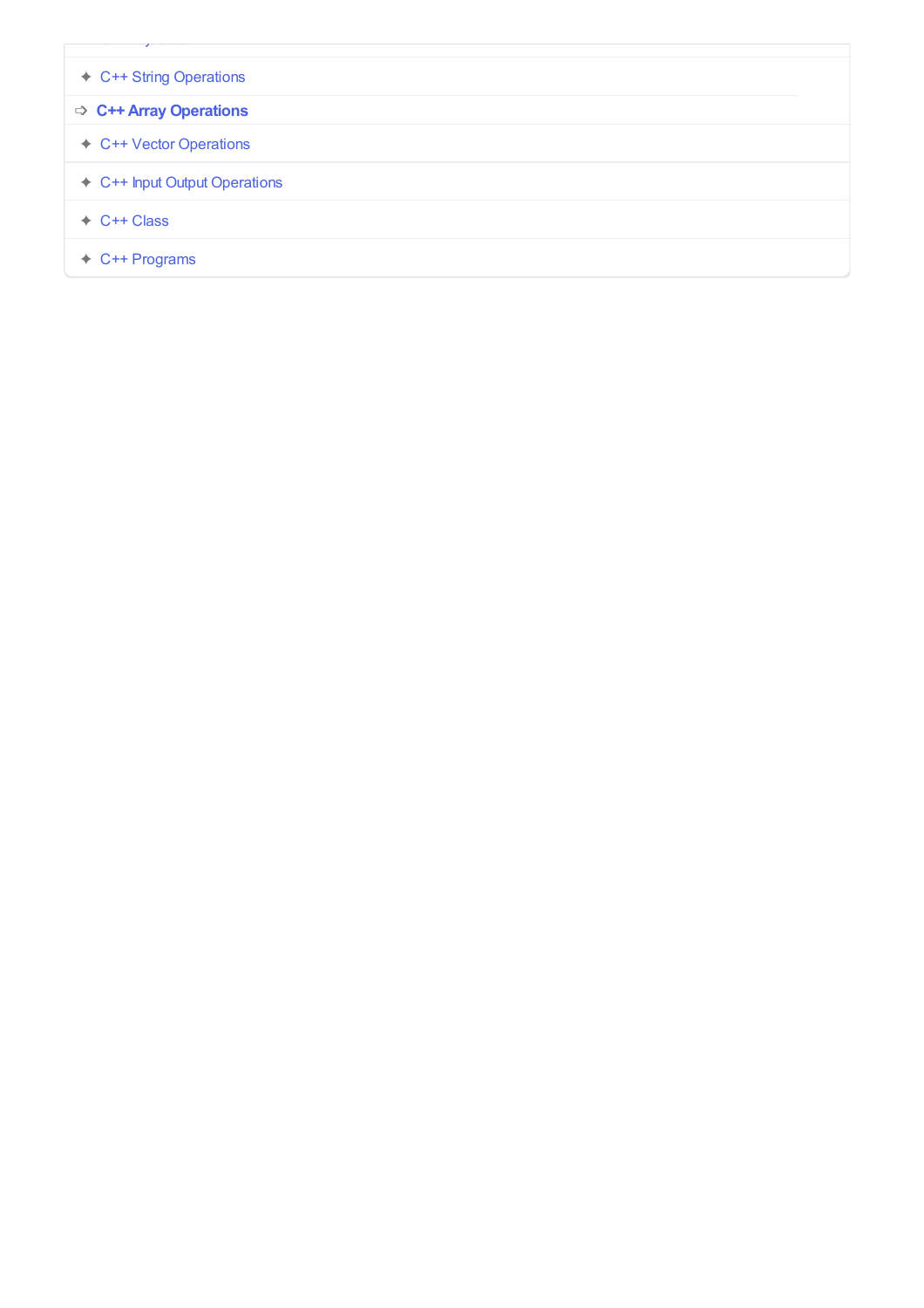- ✦ C++ String Operations
- ➪ **C++ Array Operations**
- ✦ C++ Vector Operations
- ✦ C++ Input Output Operations
- ✦ C++ Class
- ✦ C++ Programs